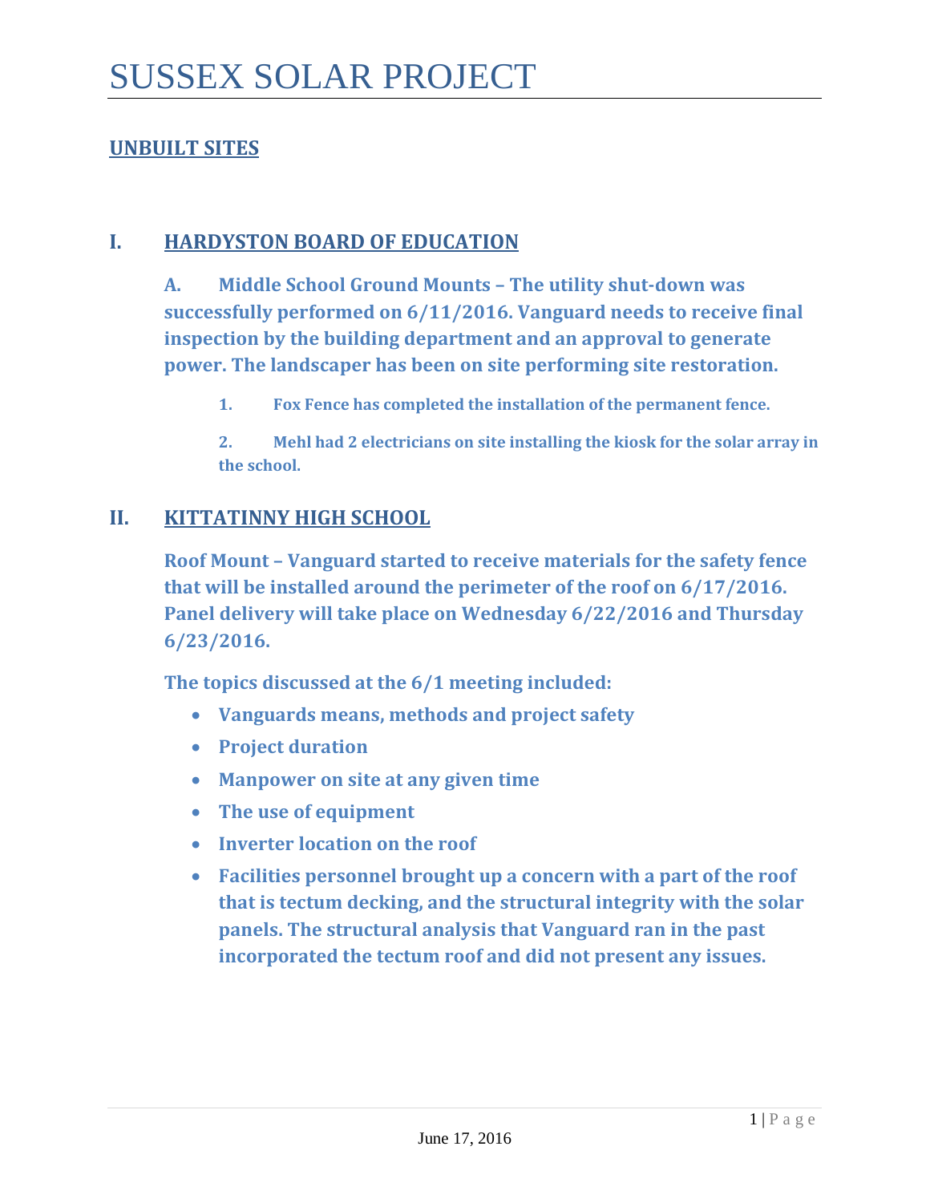# SUSSEX SOLAR PROJECT

## UNBUILT SITES

### I. HARDYSTON BOARD OF EDUCATION

**A. Middle School Ground Mounts – The utility shut-down was successfully performed on 6/11/2016. Vanguard needs to receive final inspection by the building department and an approval to generate power. The landscaper has been on site performing site restoration.**

1. **Fox Fence has completed the installation of the permanent fence.**
2. **Mehl had 2 electricians on site installing the kiosk for the solar array in the school.**

### II. KITTATINNY HIGH SCHOOL

**Roof Mount – Vanguard started to receive materials for the safety fence that will be installed around the perimeter of the roof on 6/17/2016. Panel delivery will take place on Wednesday 6/22/2016 and Thursday 6/23/2016.**

**The topics discussed at the 6/1 meeting included:**

- **Vanguards means, methods and project safety**
- **Project duration**
- **Manpower on site at any given time**
- **The use of equipment**
- **Inverter location on the roof**
- **Facilities personnel brought up a concern with a part of the roof that is tectum decking, and the structural integrity with the solar panels. The structural analysis that Vanguard ran in the past incorporated the tectum roof and did not present any issues.**

June 17, 2016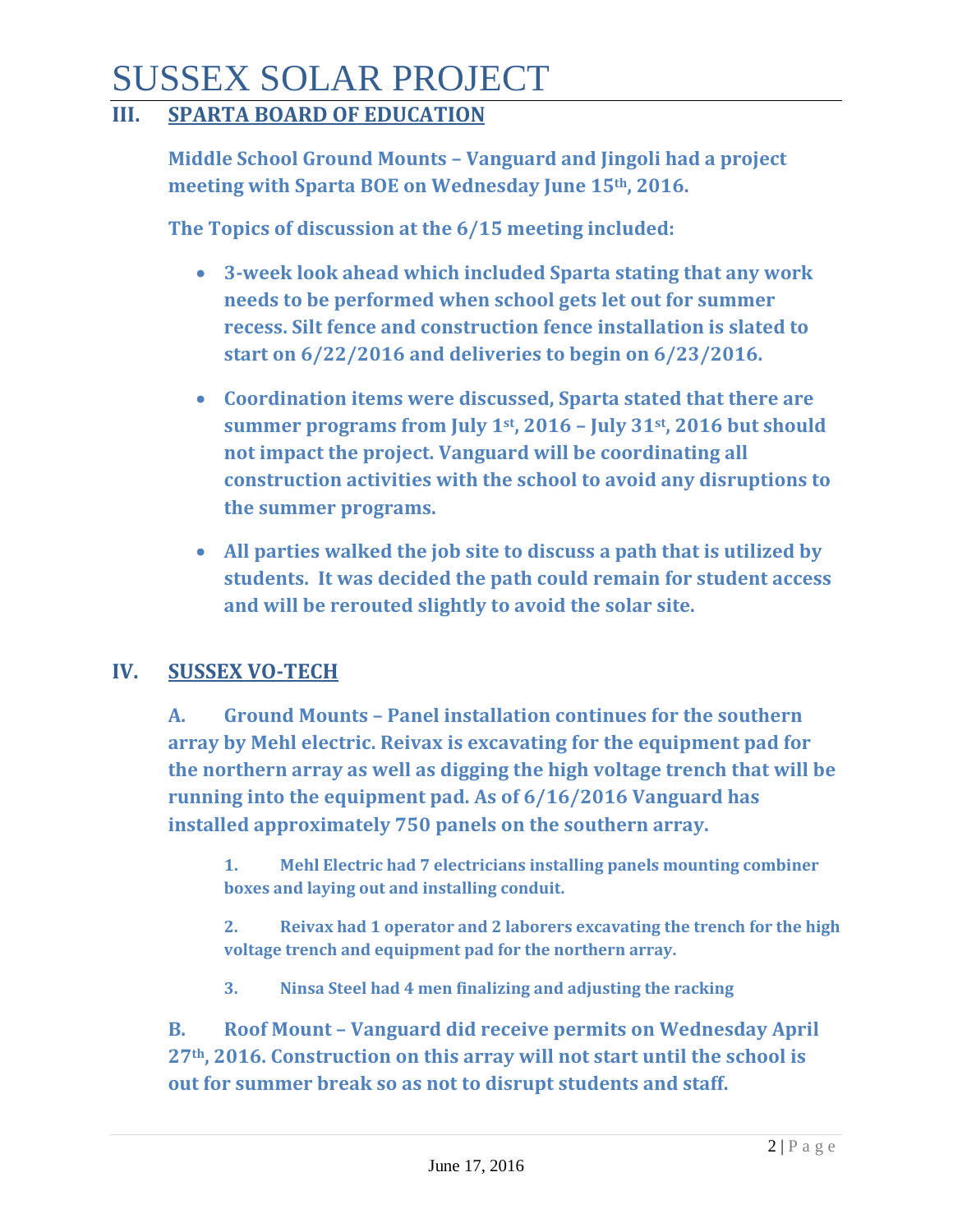# SUSSEX SOLAR PROJECT

## III. SPARTA BOARD OF EDUCATION

**Middle School Ground Mounts – Vanguard and Jingoli had a project meeting with Sparta BOE on Wednesday June 15th, 2016.**

**The Topics of discussion at the 6/15 meeting included:**

- **3-week look ahead which included Sparta stating that any work needs to be performed when school gets let out for summer recess. Silt fence and construction fence installation is slated to start on 6/22/2016 and deliveries to begin on 6/23/2016.**
- **Coordination items were discussed, Sparta stated that there are summer programs from July 1st, 2016 – July 31st, 2016 but should not impact the project. Vanguard will be coordinating all construction activities with the school to avoid any disruptions to the summer programs.**
- **All parties walked the job site to discuss a path that is utilized by students. It was decided the path could remain for student access and will be rerouted slightly to avoid the solar site.**

## IV. SUSSEX VO-TECH

**A. Ground Mounts – Panel installation continues for the southern array by Mehl electric. Reivax is excavating for the equipment pad for the northern array as well as digging the high voltage trench that will be running into the equipment pad. As of 6/16/2016 Vanguard has installed approximately 750 panels on the southern array.**

1. **Mehl Electric had 7 electricians installing panels mounting combiner boxes and laying out and installing conduit.**
2. **Reivax had 1 operator and 2 laborers excavating the trench for the high voltage trench and equipment pad for the northern array.**
3. **Ninsa Steel had 4 men finalizing and adjusting the racking**

**B. Roof Mount – Vanguard did receive permits on Wednesday April 27th, 2016. Construction on this array will not start until the school is out for summer break so as not to disrupt students and staff.**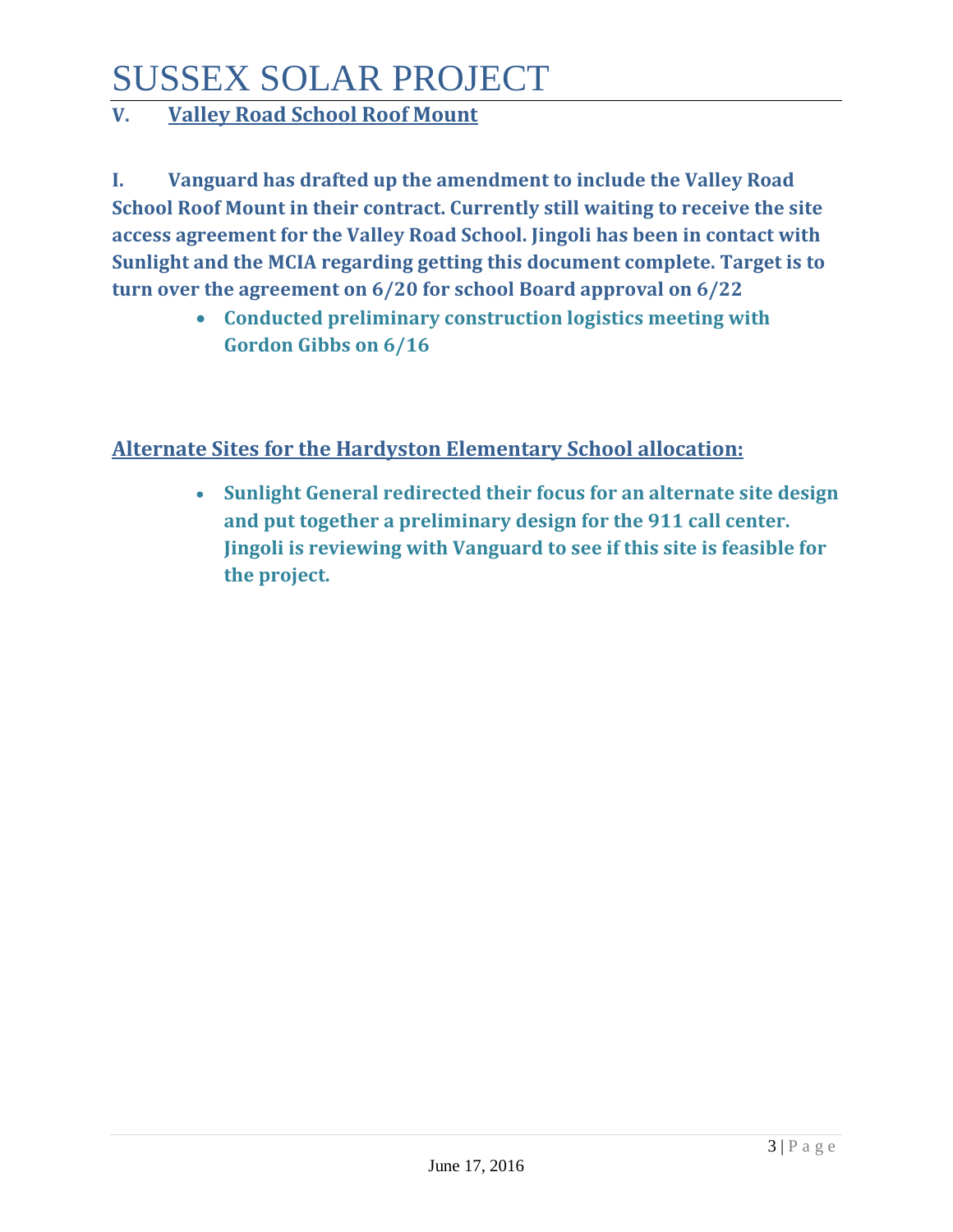# SUSSEX SOLAR PROJECT

## V. Valley Road School Roof Mount

**I. Vanguard has drafted up the amendment to include the Valley Road School Roof Mount in their contract. Currently still waiting to receive the site access agreement for the Valley Road School. Jingoli has been in contact with Sunlight and the MCIA regarding getting this document complete. Target is to turn over the agreement on 6/20 for school Board approval on 6/22**

- **Conducted preliminary construction logistics meeting with Gordon Gibbs on 6/16**

## Alternate Sites for the Hardyston Elementary School allocation:

- **Sunlight General redirected their focus for an alternate site design and put together a preliminary design for the 911 call center. Jingoli is reviewing with Vanguard to see if this site is feasible for the project.**

June 17, 2016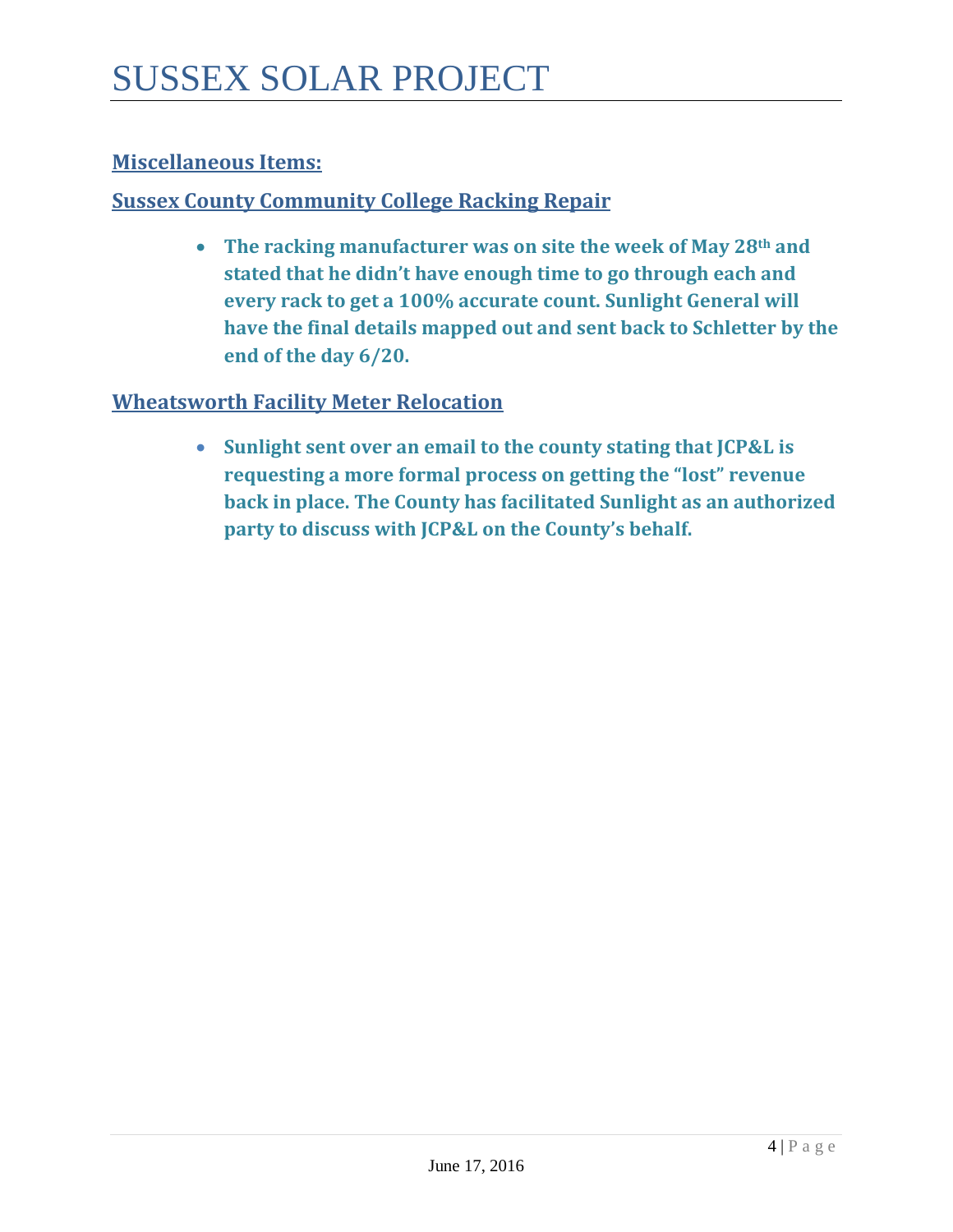# SUSSEX SOLAR PROJECT

## Miscellaneous Items:

## Sussex County Community College Racking Repair

- **The racking manufacturer was on site the week of May 28th and stated that he didn't have enough time to go through each and every rack to get a 100% accurate count. Sunlight General will have the final details mapped out and sent back to Schletter by the end of the day 6/20.**

## Wheatsworth Facility Meter Relocation

- **Sunlight sent over an email to the county stating that JCP&L is requesting a more formal process on getting the "lost" revenue back in place. The County has facilitated Sunlight as an authorized party to discuss with JCP&L on the County's behalf.**

June 17, 2016